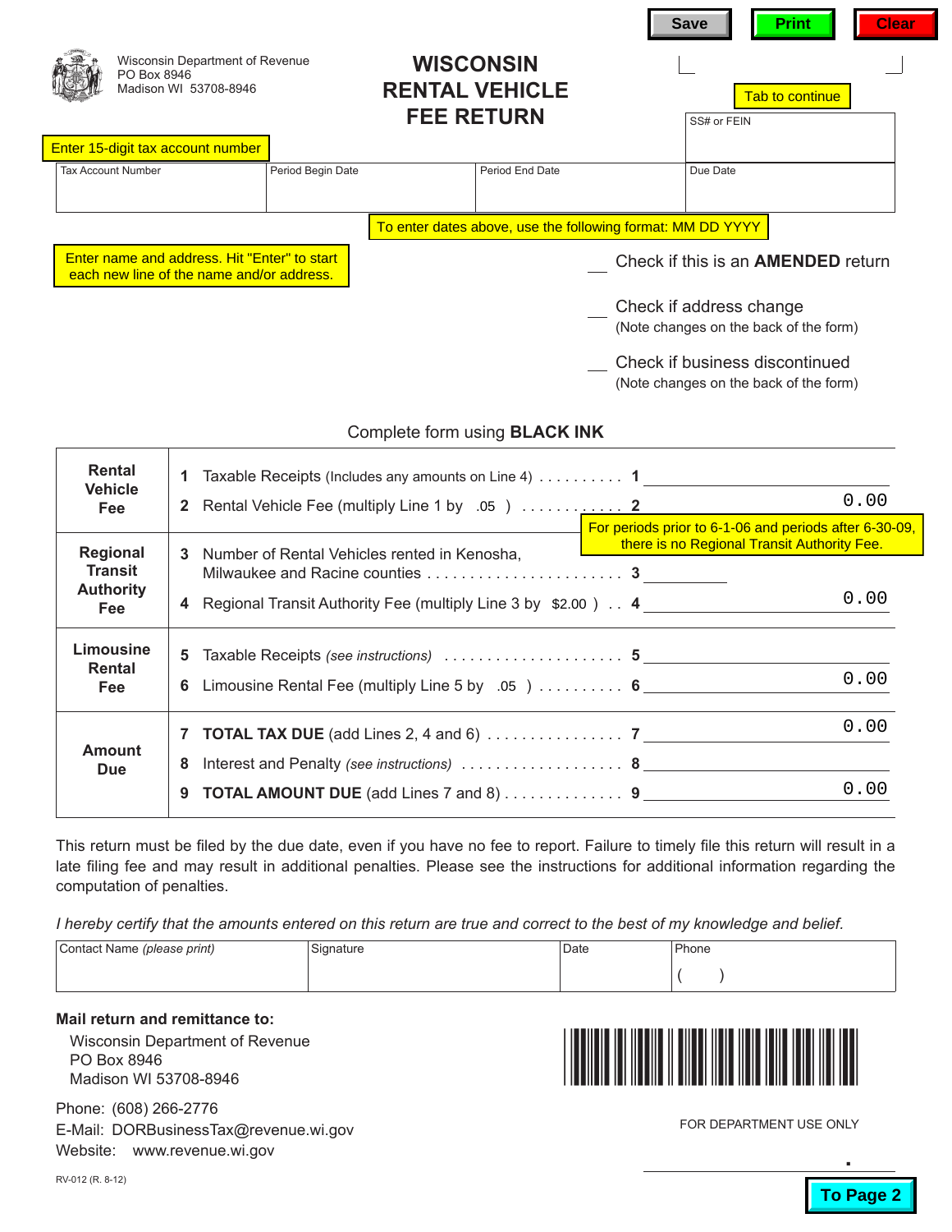Save | Print | Clear

Wisconsin Department of Revenue
PO Box 8946
Madison WI 53708-8946

# WISCONSIN RENTAL VEHICLE FEE RETURN

Tab to continue

Enter 15-digit tax account number

| Tax Account Number | Period Begin Date | Period End Date | SS# or FEIN / Due Date |
|---|---|---|---|
| | | | |

To enter dates above, use the following format: MM DD YYYY

Enter name and address. Hit "Enter" to start each new line of the name and/or address.

\_\_ Check if this is an **AMENDED** return

\_\_ Check if address change
(Note changes on the back of the form)

\_\_ Check if business discontinued
(Note changes on the back of the form)

Complete form using **BLACK INK**

| Section | Line | Description | Amount |
|---|---|---|---|
| **Rental Vehicle Fee** | 1 | Taxable Receipts (Includes any amounts on Line 4) | |
| | 2 | Rental Vehicle Fee (multiply Line 1 by .05 ) | 0.00 |
| **Regional Transit Authority Fee** | | For periods prior to 6-1-06 and periods after 6-30-09, there is no Regional Transit Authority Fee. | |
| | 3 | Number of Rental Vehicles rented in Kenosha, Milwaukee and Racine counties | |
| | 4 | Regional Transit Authority Fee (multiply Line 3 by $2.00 ) | 0.00 |
| **Limousine Rental Fee** | 5 | Taxable Receipts *(see instructions)* | |
| | 6 | Limousine Rental Fee (multiply Line 5 by .05 ) | 0.00 |
| **Amount Due** | 7 | **TOTAL TAX DUE** (add Lines 2, 4 and 6) | 0.00 |
| | 8 | Interest and Penalty *(see instructions)* | |
| | 9 | **TOTAL AMOUNT DUE** (add Lines 7 and 8) | 0.00 |

This return must be filed by the due date, even if you have no fee to report. Failure to timely file this return will result in a late filing fee and may result in additional penalties. Please see the instructions for additional information regarding the computation of penalties.

*I hereby certify that the amounts entered on this return are true and correct to the best of my knowledge and belief.*

| Contact Name *(please print)* | Signature | Date | Phone |
|---|---|---|---|
| | | | ( ) |

**Mail return and remittance to:**

Wisconsin Department of Revenue
PO Box 8946
Madison WI 53708-8946

Phone: (608) 266-2776
E-Mail: DORBusinessTax@revenue.wi.gov
Website: www.revenue.wi.gov

FOR DEPARTMENT USE ONLY

RV-012 (R. 8-12)

To Page 2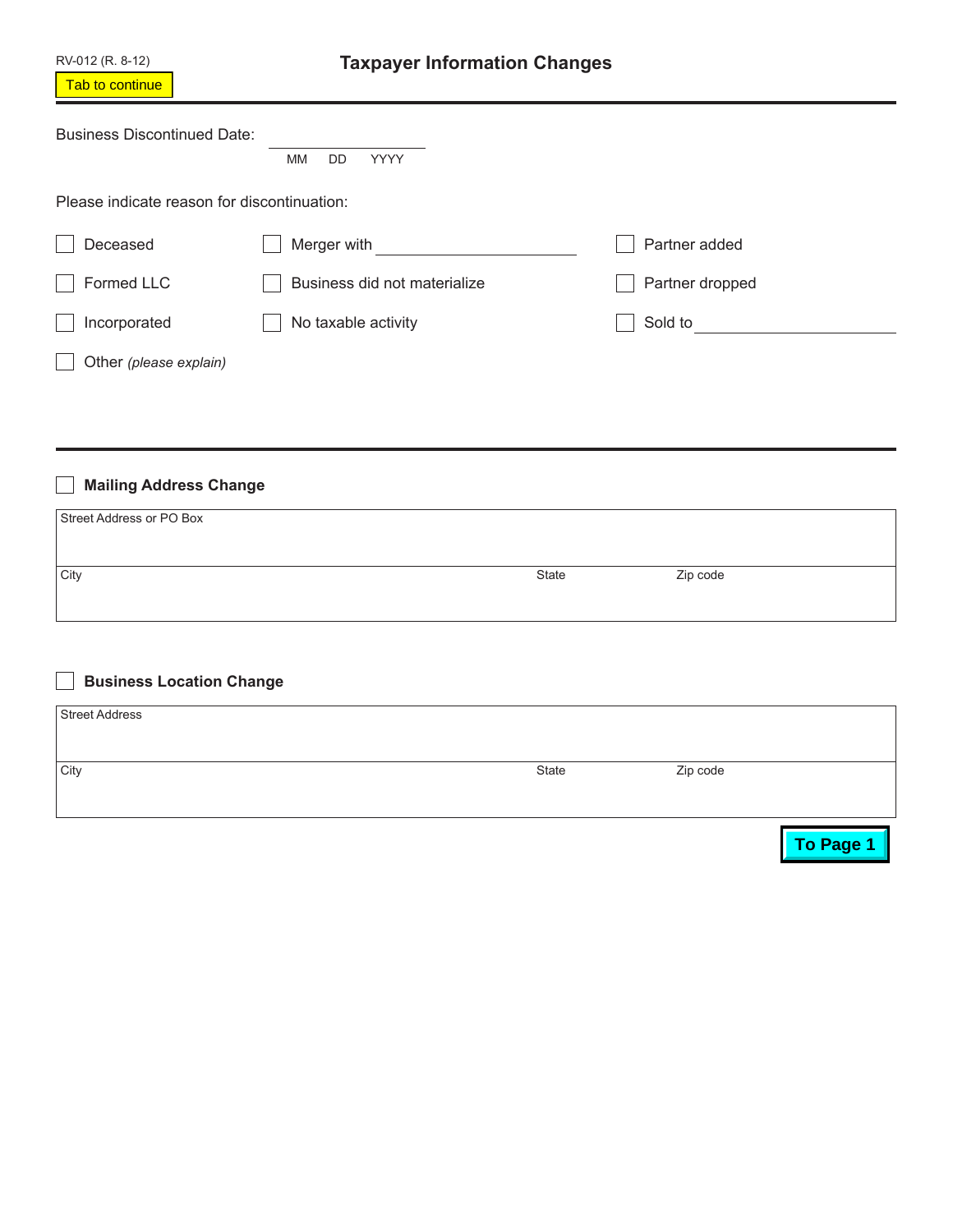RV-012 (R. 8-12)

Tab to continue

# Taxpayer Information Changes

Business Discontinued Date: ______________
MM DD YYYY

Please indicate reason for discontinuation:

- ☐ Deceased
- ☐ Merger with ______________________
- ☐ Partner added
- ☐ Formed LLC
- ☐ Business did not materialize
- ☐ Partner dropped
- ☐ Incorporated
- ☐ No taxable activity
- ☐ Sold to ______________________
- ☐ Other *(please explain)*

## ☐ Mailing Address Change

| Street Address or PO Box | | |
|---|---|---|
| City | State | Zip code |

## ☐ Business Location Change

| Street Address | | |
|---|---|---|
| City | State | Zip code |

**To Page 1**